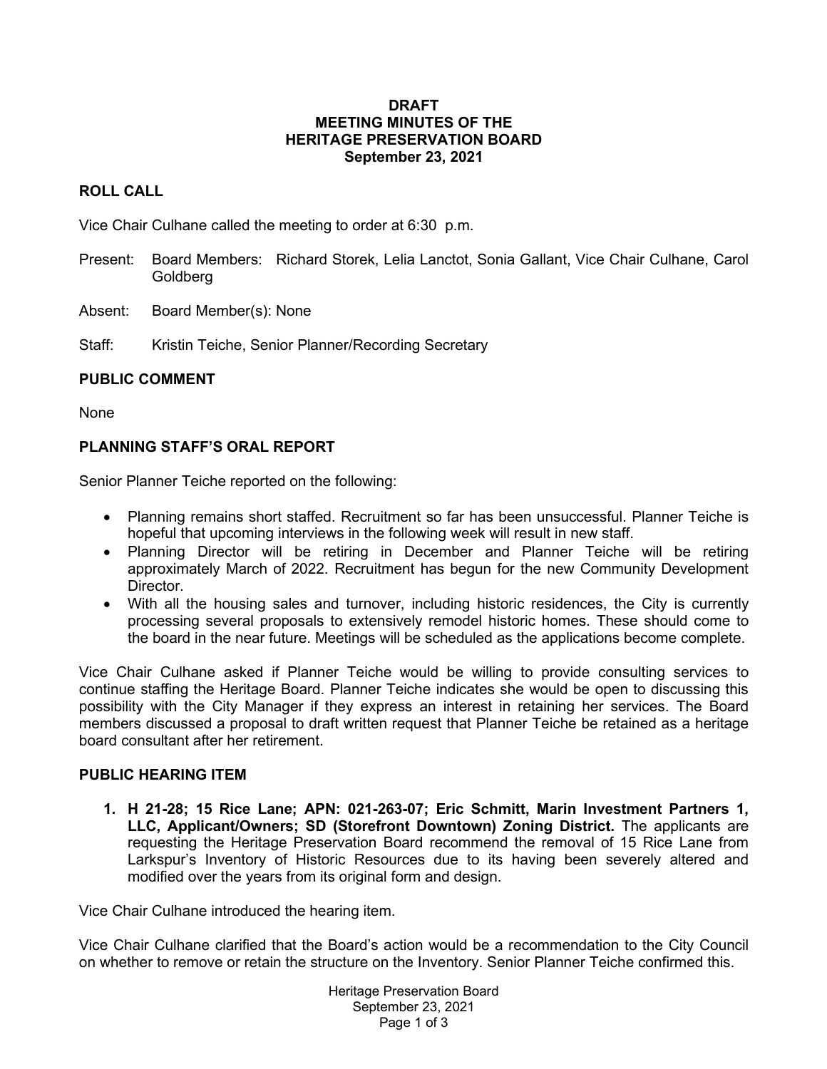# DRAFT
# MEETING MINUTES OF THE
# HERITAGE PRESERVATION BOARD
## September 23, 2021

## ROLL CALL

Vice Chair Culhane called the meeting to order at 6:30 p.m.

Present: Board Members: Richard Storek, Lelia Lanctot, Sonia Gallant, Vice Chair Culhane, Carol Goldberg

Absent: Board Member(s): None

Staff: Kristin Teiche, Senior Planner/Recording Secretary

## PUBLIC COMMENT

None

## PLANNING STAFF'S ORAL REPORT

Senior Planner Teiche reported on the following:

- Planning remains short staffed. Recruitment so far has been unsuccessful. Planner Teiche is hopeful that upcoming interviews in the following week will result in new staff.
- Planning Director will be retiring in December and Planner Teiche will be retiring approximately March of 2022. Recruitment has begun for the new Community Development Director.
- With all the housing sales and turnover, including historic residences, the City is currently processing several proposals to extensively remodel historic homes. These should come to the board in the near future. Meetings will be scheduled as the applications become complete.

Vice Chair Culhane asked if Planner Teiche would be willing to provide consulting services to continue staffing the Heritage Board. Planner Teiche indicates she would be open to discussing this possibility with the City Manager if they express an interest in retaining her services. The Board members discussed a proposal to draft written request that Planner Teiche be retained as a heritage board consultant after her retirement.

## PUBLIC HEARING ITEM

1. **H 21-28; 15 Rice Lane; APN: 021-263-07; Eric Schmitt, Marin Investment Partners 1, LLC, Applicant/Owners; SD (Storefront Downtown) Zoning District.** The applicants are requesting the Heritage Preservation Board recommend the removal of 15 Rice Lane from Larkspur's Inventory of Historic Resources due to its having been severely altered and modified over the years from its original form and design.

Vice Chair Culhane introduced the hearing item.

Vice Chair Culhane clarified that the Board's action would be a recommendation to the City Council on whether to remove or retain the structure on the Inventory. Senior Planner Teiche confirmed this.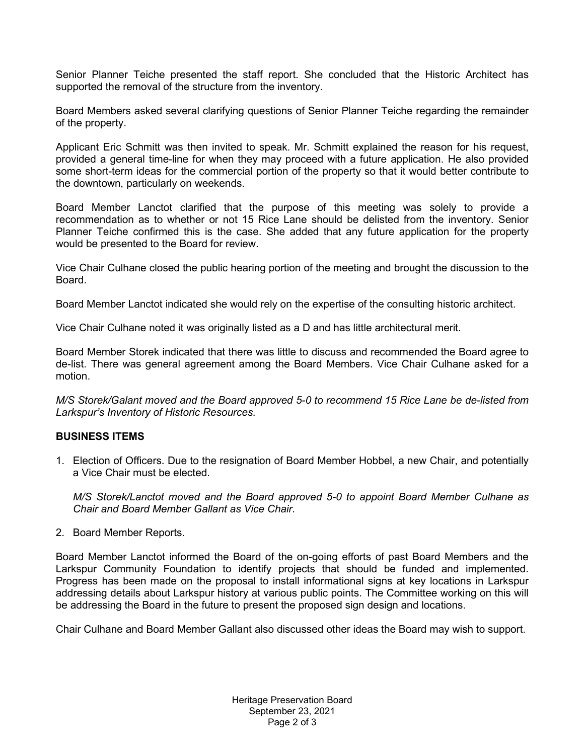Senior Planner Teiche presented the staff report. She concluded that the Historic Architect has supported the removal of the structure from the inventory.

Board Members asked several clarifying questions of Senior Planner Teiche regarding the remainder of the property.

Applicant Eric Schmitt was then invited to speak. Mr. Schmitt explained the reason for his request, provided a general time-line for when they may proceed with a future application. He also provided some short-term ideas for the commercial portion of the property so that it would better contribute to the downtown, particularly on weekends.

Board Member Lanctot clarified that the purpose of this meeting was solely to provide a recommendation as to whether or not 15 Rice Lane should be delisted from the inventory. Senior Planner Teiche confirmed this is the case. She added that any future application for the property would be presented to the Board for review.

Vice Chair Culhane closed the public hearing portion of the meeting and brought the discussion to the Board.

Board Member Lanctot indicated she would rely on the expertise of the consulting historic architect.

Vice Chair Culhane noted it was originally listed as a D and has little architectural merit.

Board Member Storek indicated that there was little to discuss and recommended the Board agree to de-list. There was general agreement among the Board Members. Vice Chair Culhane asked for a motion.

*M/S Storek/Galant moved and the Board approved 5-0 to recommend 15 Rice Lane be de-listed from Larkspur's Inventory of Historic Resources.*

## BUSINESS ITEMS

1. Election of Officers. Due to the resignation of Board Member Hobbel, a new Chair, and potentially a Vice Chair must be elected.

   *M/S Storek/Lanctot moved and the Board approved 5-0 to appoint Board Member Culhane as Chair and Board Member Gallant as Vice Chair.*

2. Board Member Reports.

Board Member Lanctot informed the Board of the on-going efforts of past Board Members and the Larkspur Community Foundation to identify projects that should be funded and implemented. Progress has been made on the proposal to install informational signs at key locations in Larkspur addressing details about Larkspur history at various public points. The Committee working on this will be addressing the Board in the future to present the proposed sign design and locations.

Chair Culhane and Board Member Gallant also discussed other ideas the Board may wish to support.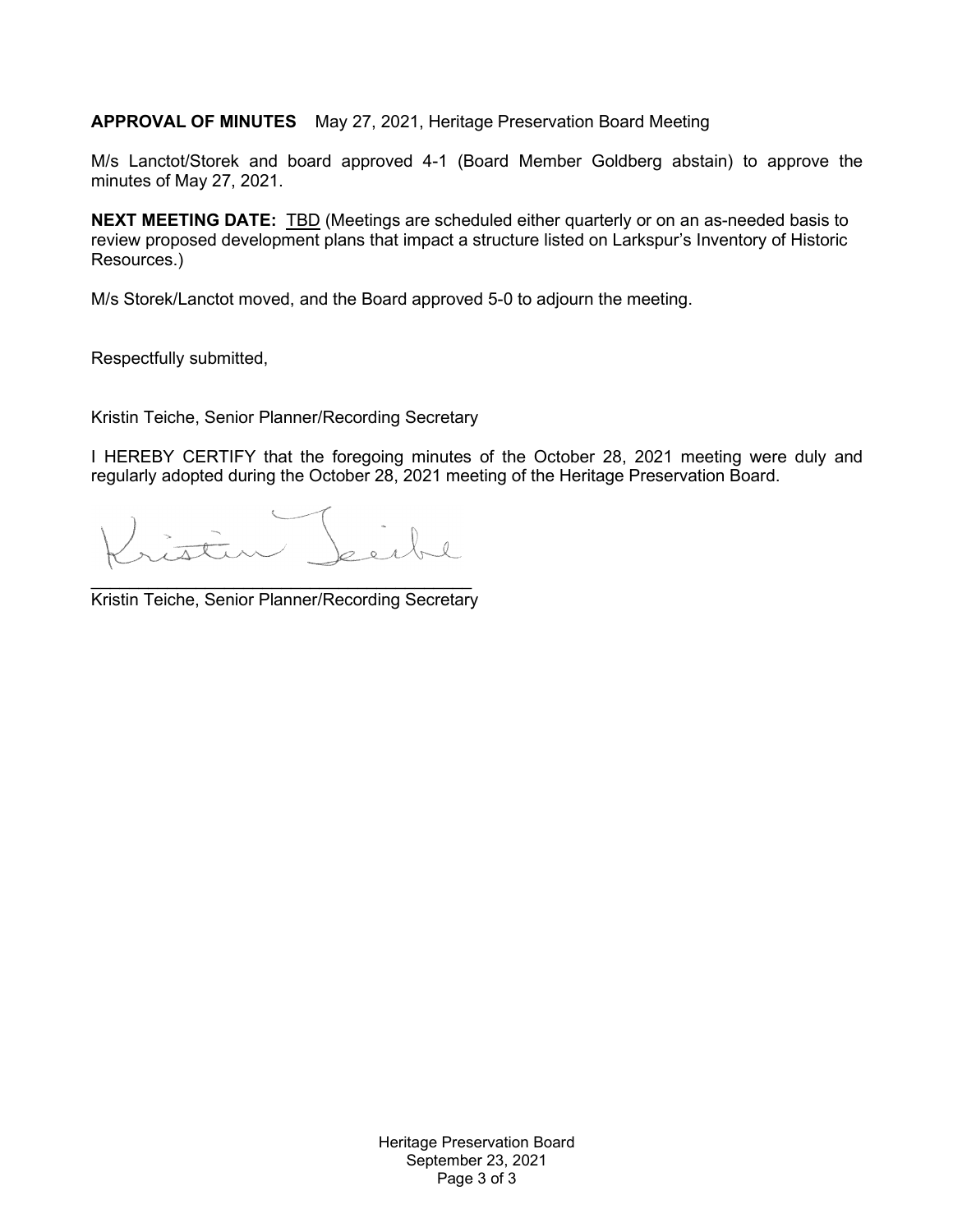**APPROVAL OF MINUTES** May 27, 2021, Heritage Preservation Board Meeting

M/s Lanctot/Storek and board approved 4-1 (Board Member Goldberg abstain) to approve the minutes of May 27, 2021.

**NEXT MEETING DATE:** TBD (Meetings are scheduled either quarterly or on an as-needed basis to review proposed development plans that impact a structure listed on Larkspur's Inventory of Historic Resources.)

M/s Storek/Lanctot moved, and the Board approved 5-0 to adjourn the meeting.

Respectfully submitted,

Kristin Teiche, Senior Planner/Recording Secretary

I HEREBY CERTIFY that the foregoing minutes of the October 28, 2021 meeting were duly and regularly adopted during the October 28, 2021 meeting of the Heritage Preservation Board.

Kristin Teiche

Kristin Teiche, Senior Planner/Recording Secretary